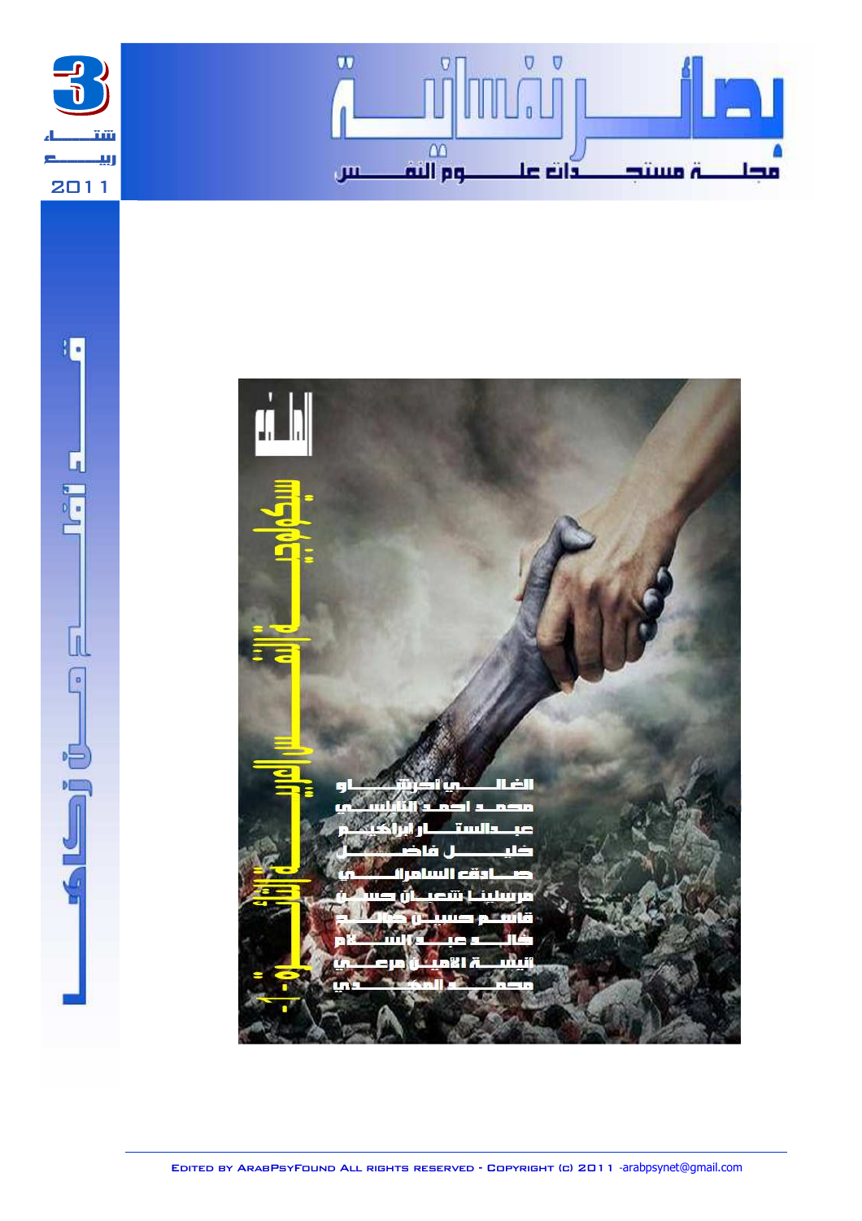# بصائر نفسانية

## مجلة مستجدات علوم النفس

3

شتاء ربيع 2011

قف مع زكاة

الملف

سيكولوجية الإنسان العربي المحاصر والإنسانية الثانية 1-2

الغالي أحرشاو

محمد احمد النابلسي

عبدالستار ابراهيم

خليل فاضل

صادق السامرائي

مرسلينا شعبان حسن

قاسم حسين صالح

خالد عبد السلام

آنيسة الأمين مرعي

محمد المهدي

Edited by ArabPsyFound All rights reserved - Copyright (c) 2011 -arabpsynet@gmail.com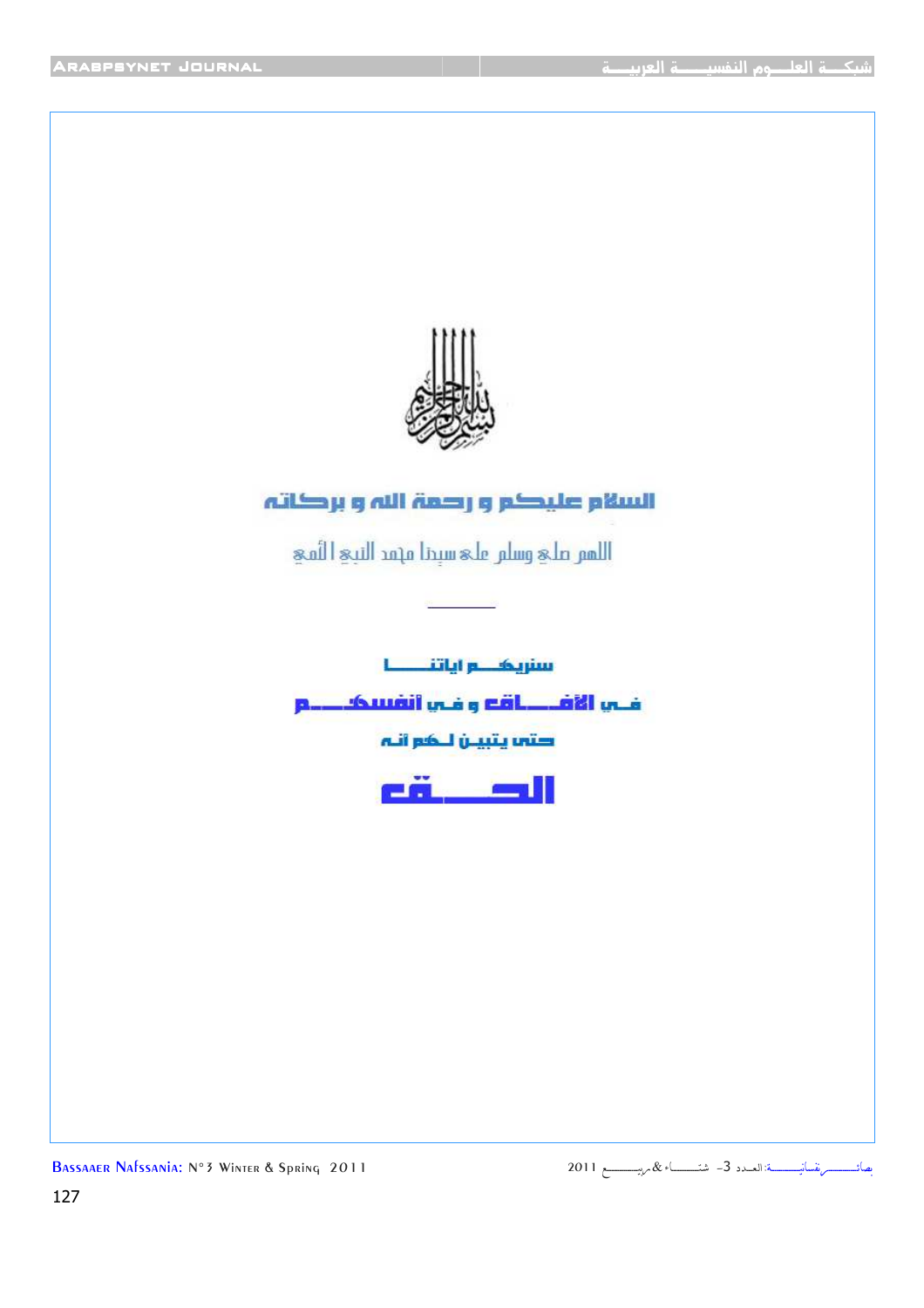بسم الله الرحمن الرحيم

السلام عليكم و رحمة الله و بركاته

اللهم صلي وسلم على سيدنا محمد النبي الأمي

---

سنريهـــم اياتنـــا

في الآفــاق و في أنفسهـــم

حتى يتبين لهم انه

الحــق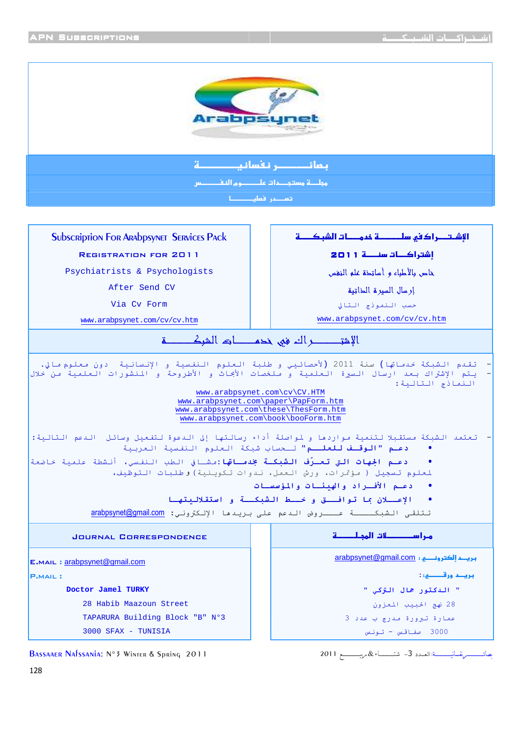Arabpsynet

# بصائر نفسانية

## مجلة مستجدات علوم النفس

### تصدر فصليا

| Subscription For Arabpsynet Services Pack | الإشتراك في سلة خدمات الشبكة |
| --- | --- |
| Registration for 2011 | إشتراكات سنة 2011 |
| Psychiatrists & Psychologists | خاص بالأطباء و أساتذة علم النفس |
| After Send CV | إرسال السيرة الذاتية |
| Via Cv Form | حسب النموذج التالي |
| www.arabpsynet.com/cv/cv.htm | www.arabpsynet.com/cv/cv.htm |

## الإشتراك في خدمات الشبكة

- تقدم الشبكة خدماتها (لأخصائيين و طلبة العلوم النفسية و الإنسانية دون معلوم مالي.
- يتم الإشتراك بعد ارسال السيرة العلمية و ملخصات الأبحاث و الأطروحة و المنشورات العلمية من خلال النماذج التالية:

www.arabpsynet.com\cv\CV.HTM
www.arabpsynet.com\paper\PapForm.htm
www.arabpsynet.com\these\ThesForm.htm
www.arabpsynet.com\book\booForm.htm

- تعتمد الشبكة مستقبلا لتنمية مواردها و لمواصلة أداء رسالتها إلى الدعوة لتفعيل وسائل الدعم التالية:
  - دعم "الوقف للعلم" لحساب شبكة العلوم النفسية العربية
  - دعم الجهات التي تعزّز الشبكة بخدماتها: مشافي الطب النفسي، أنشطة علمية خاضعة لمعلوم تسجيل (مؤتمرات، ورش العمل، ندوات تكوينية) و طلبات التوظيف،
  - دعم الأفراد و الهيئات و المؤسسات
  - الإعلان بما توافق و خط الشبكة و استقلاليتها

تتلقى الشبكة عروض الدعم على بريدها الإلكتروني: arabpsynet@gmail.com

| Journal Correspondence | مراسلات المجلة |
| --- | --- |
| E.mail : arabpsynet@gmail.com | بريد إلكتروني: arabpsynet@gmail.com |
| P.mail : | بريد ورقي: |
| Doctor Jamel TURKY | " الدكتور جمال التركي " |
| 28 Habib Maazoun Street | 28 نهج الحبيب المعزون |
| TAPARURA Building Block "B" N°3 | عمارة تبرورة مدرج ب عدد 3 |
| 3000 SFAX - TUNISIA | 3000 صفاقس - تونس |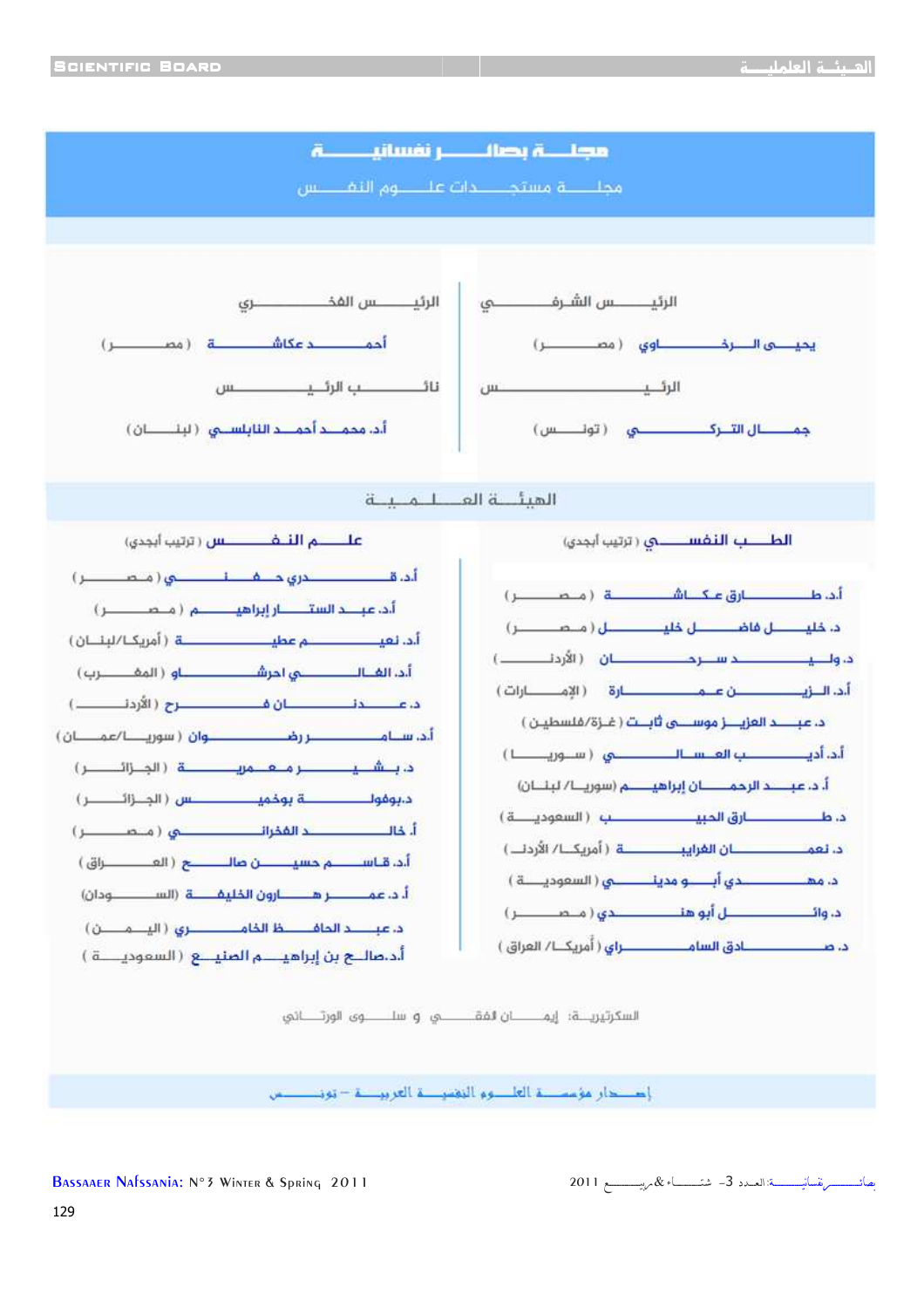# مجلة بصائر نفسانية

## مجلة مستجدات علوم النفس

**الرئيس الشرفي**

يحيى الرخاوي (مصر)

**الرئيس**

جمال التركي (تونس)

**الرئيس الفخري**

أحمد عكاشة (مصر)

**نائب الرئيس**

أ.د. محمد أحمد النابلسي (لبنان)

## الهيئة العلمية

### الطب النفسي (ترتيب أبجدي)

- أ.د. طارق عكاشة (مصر)
- د. خليل فاضل خليل (مصر)
- د. وليد سرحان (الأردن)
- أ.د. الزين عمارة (الإمارات)
- د. عبد العزيز موسى ثابت (غزة/فلسطين)
- أ.د. أديب العسالي (سوريا)
- أ. د. عبد الرحمان إبراهيم (سوريا/ لبنان)
- د. طارق الحبيب (السعودية)
- د. نعمان الغرايبة (أمريكا/ الأردن)
- د. مهدي أبو مدين (السعودية)
- د. وائل أبو هندي (مصر)
- د. صادق السامرائي (أمريكا/ العراق)

### علم النفس (ترتيب أبجدي)

- أ.د. قدري حفني (مصر)
- أ.د. عبد الستار إبراهيم (مصر)
- أ.د. نعيم عطية (أمريكا/لبنان)
- أ.د. الغالي احرشاو (المغرب)
- د. عدنان فرح (الأردن)
- أ.د. سامر رضوان (سوريا/عمان)
- د. بشير معمرية (الجزائر)
- د. بوفولة بوخميس (الجزائر)
- أ. الخالد الفخراني (مصر)
- أ.د. قاسم حسين صالح (العراق)
- أ. د. عمر هارون الخليفة (السودان)
- د. عبد الحافظ الخامري (اليمن)
- أ.د. صالح بن إبراهيم الصنيع (السعودية)

السكرتيرة: إيمان الفقي و سلوى الورتاني

إصدار مؤسسة العلوم النفسية العربية – تونس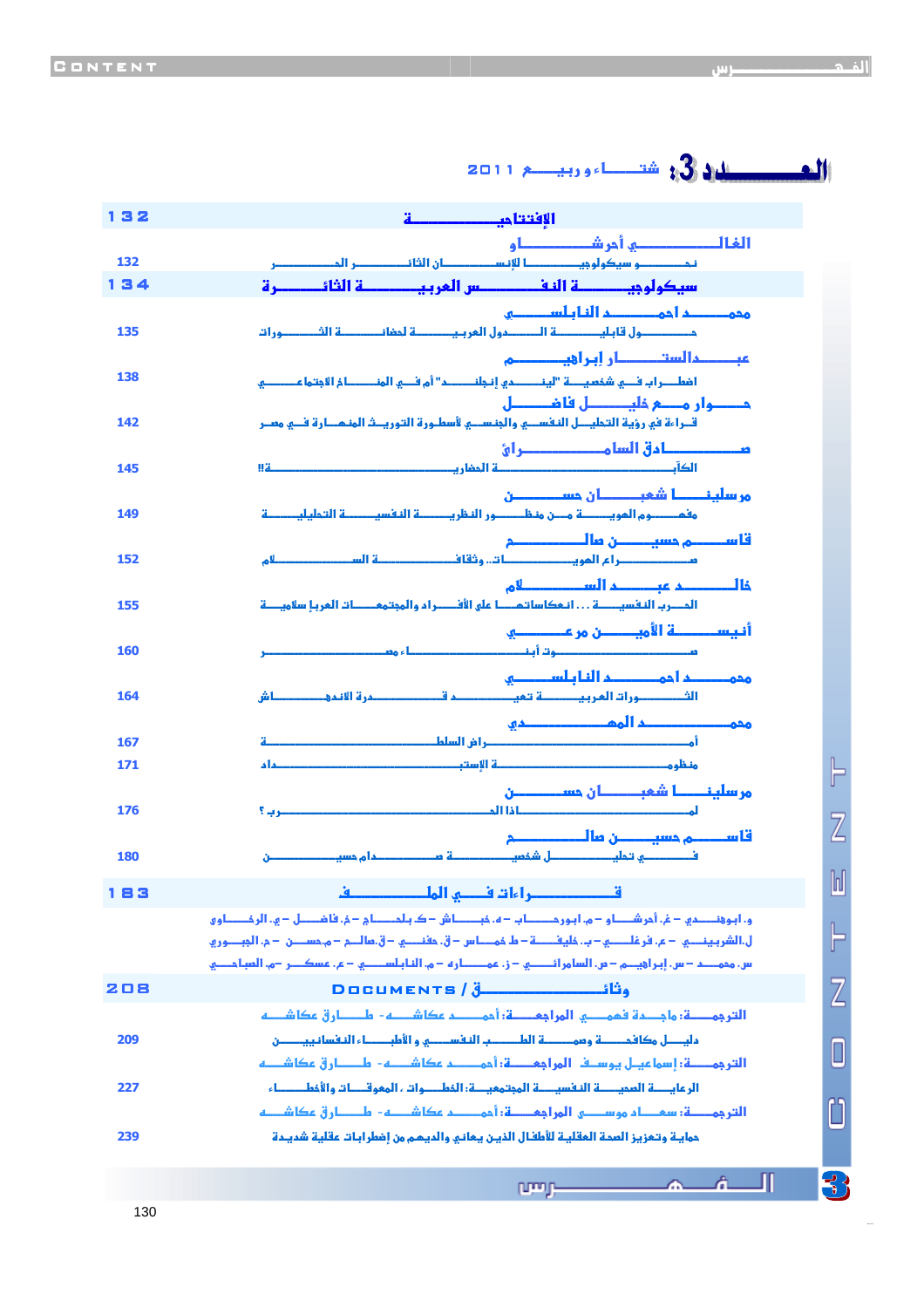# العدد 3: شتاء وربيع 2011

| | |
|---|---|
| **الإفتتاحية** | **132** |
| **الغالي أحرشاو** | |
| نحو سيكولوجية للإنسان الثائر الحر | 132 |
| **سيكولوجية النفس العربية الثائرة** | **134** |
| **محمد احمد النابلسي** | |
| حول قابلية الدول العربية لحضانة الثورات | 135 |
| **عبد الستار إبراهيم** | |
| اضطراب في شخصية "لينديإنجلند" أم في المناخ الاجتماعي | 138 |
| **حوراء خليل فاضل** | |
| قراءة في رؤية التحليل النفسي والجنسي لأسطورة التوريث المنهارة في مصر | 142 |
| **صادق السامرائي** | |
| الكآبة المضارية!! | 145 |
| **مرسلينا شعبان حسن** | |
| مفهوم الهوية من منظور النظريات النفسية التحليلية | 149 |
| **قاسم حسين صالح** | |
| صراع الهويات.. وثقافة السلام | 152 |
| **خالد عبد السلام** | |
| الحروب النفسية ... انعكاساتها على الأفراد والمجتمعات العربا إسلامية | 155 |
| **أنيسة الأمين مرعي** | |
| صوت أبناء مصر | 160 |
| **محمد احمد النابلسي** | |
| الثورات العربية تعيد قدر الاندهاش | 164 |
| **محمد المهدي** | |
| أمراض السلطة | 167 |
| منظومة الإستبداد | 171 |
| **مرسلينا شعبان حسن** | |
| لماذا الحروب؟ | 176 |
| **قاسم حسين صالح** | |
| في تحليل شخصية صدام حسين | 180 |
| **قراءات في الملف** | **183** |
| و. أبوهندي – غ. أحرشاو – م. ابورحاب – ه. خباش – ك. بلحاج – خ. فاضل – ي. الرخاوي | |
| ل. الشربيني – ع. فرغلي – ب. خليفة – ط. خمسان – ق. حفني – ق. صالح – م. حسن – ح. الجبوري | |
| س. محمد – س. إبراهيم – ص. السامرائي – ز. عمارة – م. النابلسي – ع. عسكر – م. الصباحي | |
| **وثائق / DOCUMENTS** | **208** |
| الترجمة: ماجدة فهمي المراجعة: أحمد عكاشة - طارق عكاشة | |
| دليل مكافحة وصمة الطب النفسي و الأطباء النفسانيين | 209 |
| الترجمة: إسماعيل يوسف المراجعة: أحمد عكاشة - طارق عكاشة | |
| الرعاية الصحية النفسية المجتمعية: الخطوات، المعوقات والأخطاء | 227 |
| الترجمة: سعاد موسى المراجعة: أحمد عكاشة - طارق عكاشة | |
| حماية وتعزيز الصحة العقلية للأطفال الذين يعاني والديهم من إضطرابات عقلية شديدة | 239 |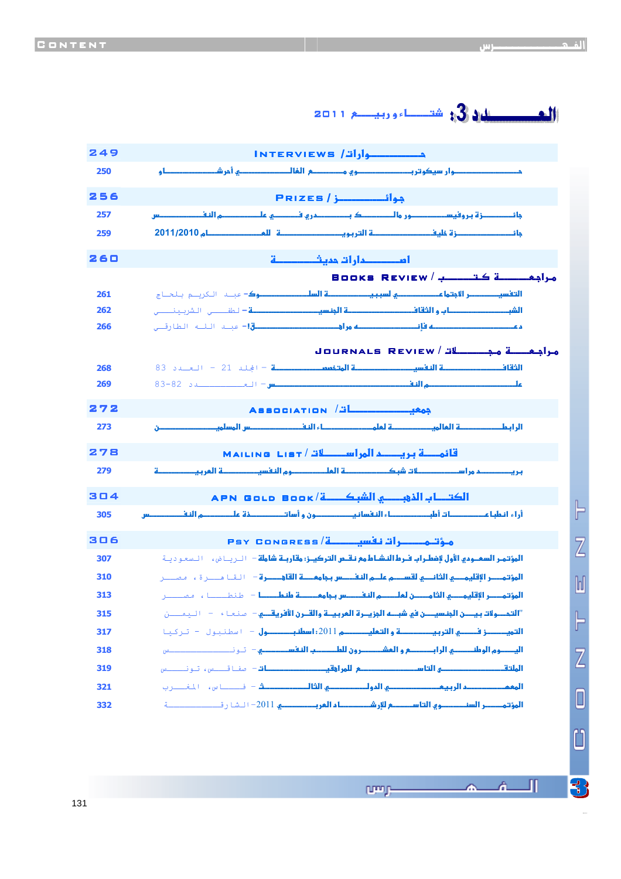# العـــــدد 3: شتــــاء وربيــــع 2011

| | |
|---|---|
| **249** | **Interviews / حـــوارات** |
| 250 | حـــوار سيكوتربـــوي مـــع الغالـــي أحرشـــاو |
| **256** | **Prizes / جـــوائــز** |
| 257 | جائـــزة بروفيســـور مالـــك بـــدري فـــي علـــم النفـــس |
| 259 | جائـــزة خليفة التربويـــة للعـــام 2011/2010 |
| **260** | **اصـــدارات جديـــدة** |
| | **مراجعـــة كـــتـــب / Books Review** |
| 261 | التفسيـــر الاجتماعـــي لسببيـــة السلـــوك- عبـد الكـريم بلحـاج |
| 262 | الشبـــاب و الثقافـــة الجنسيـــة – لطفـي الشربيـنـي |
| 266 | دعـــوة فإنـــه مراهـــق- عبـد اللـه الطارقـي |
| | **مراجعـــة مجـــلات / Journals Review** |
| 268 | الثقافـــة النفسيـــة المتخصصـــة - المجلـد 21 - العـدد 83 |
| 269 | علـــم النفـــس - العـــدد 82-83 |
| **272** | **Association / جمعيـــات** |
| 273 | الرابطـــة العالميـــة لعلمـــاء النفـــس المسلميـــن |
| **278** | **Mailing List / قائمـــة بريـــد المراســـلات** |
| 279 | بريـــد مراســـلات شبكـــة العلـــوم النفسيـــة العربيـــة |
| **304** | **APN Gold Book / الكتـــاب الذهبـــي للشبكـــة** |
| 305 | أراء انطباعـــات أطبـــاء النفسانيـــون و أساتـــذة علـــم النفـــس |
| **306** | **Psy Congress / مؤتمـــرات نفسيـــة** |
| 307 | المؤتمـر السعـودي الأول لإضطراب فـرط النشاط مع نقـص التركيـز: مقاربة شاملة - الريـاض، السعوديـة |
| 310 | المؤتمـــر الإقليمـــي الثانـــي لقســـم علـــم النفـــس بجامعـــة القاهـــرة - القـاهـرة، مصـر |
| 313 | المؤتمـــر الإقليمـــي الثالـــث لعلـــم النفـــس بجامعـــة طنطـــا - طنطـا، مصـر |
| 315 | "التحـــولات بيـــن الجنسيـــن في شبـــه الجزيـــرة العربيـــة والقـــرن الأفريقـــي - صنعـاء - اليمـن |
| 317 | التميـــز فـــي التربيـــة و التعليـــم 2011: اسطنبـــول - اسطنبول - تركيا |
| 318 | اليـــوم الوطنـــي الرابـــع و العشـــرون للطـــب النفسانـــي - تونـس |
| 319 | الملتقـــى التاســـع للمراهقـــات - صفاقـس، تونـس |
| 321 | المعهـــد الربيعـــي الدولـــي الثالـــث - فـاس، المغـرب |
| 332 | المؤتمـــر السنـــوي التاســـع للإرشـــاد العربـــي 2011- الشارقـة |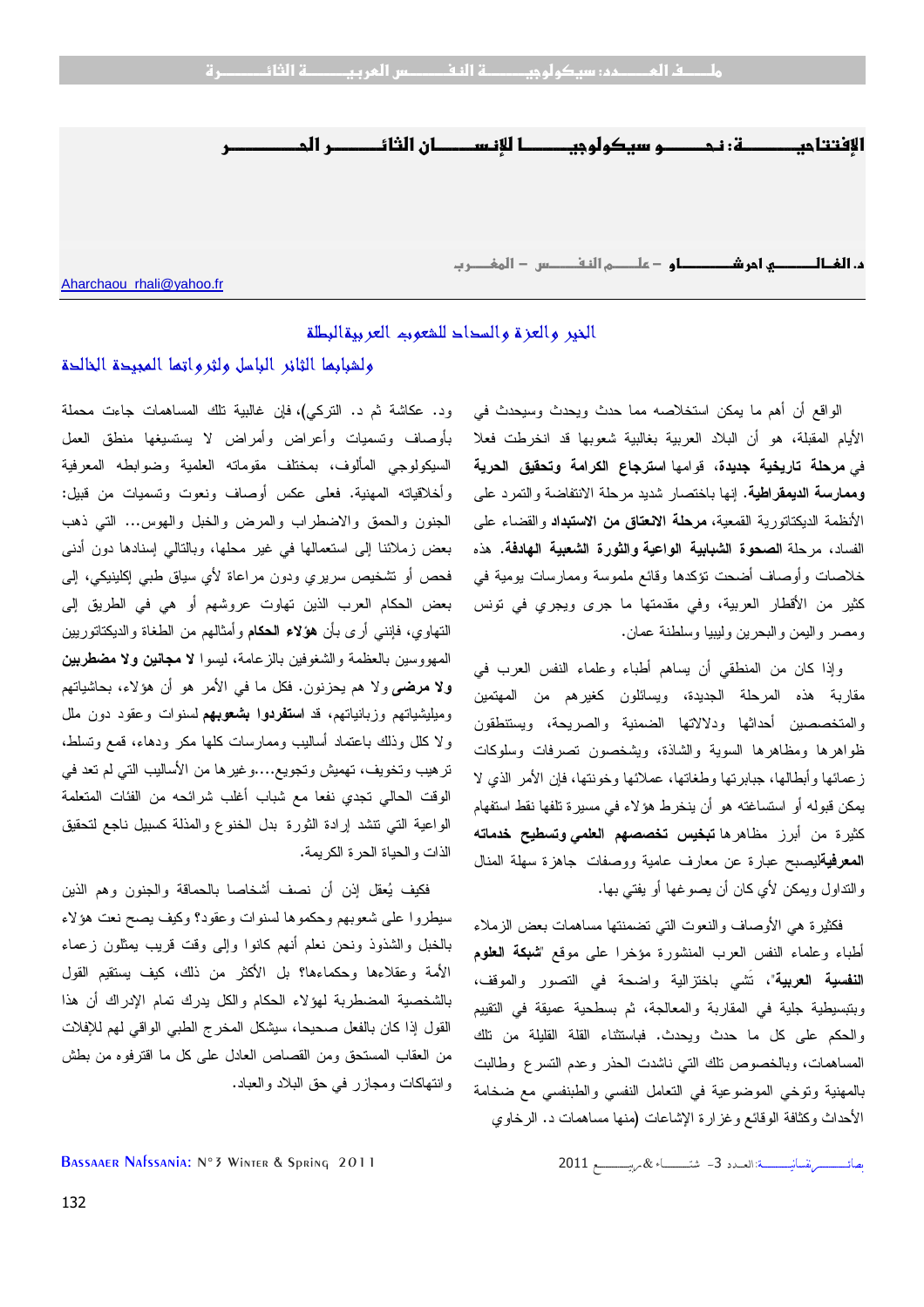# الإفتتاحية: نحو سيكولوجيا الإنسان الثائر الحر

**د. الغالي احرشاو – علم النفس – المغرب**

Aharchaou_rhali@yahoo.fr

## الخير والعزة والسداد للشعوب العربية البطلة

## ولشبابها الثائر الباسل ولثوراتها المجيدة الخالدة

الواقع أن أهم ما يمكن استخلاصه مما حدث ويحدث وسيحدث في الأيام المقبلة، هو أن البلاد العربية بغالبية شعوبها قد انخرطت فعلا في **مرحلة تاريخية جديدة**، قوامها **استرجاع الكرامة وتحقيق الحرية وممارسة الديمقراطية**. إنها باختصار شديد مرحلة الانتفاضة والتمرد على الأنظمة الديكتاتورية القمعية، **مرحلة الانعتاق من الاستبداد** والقضاء على الفساد، مرحلة **الصحوة الشبابية الواعية والثورة الشعبية الهادفة**. هذه خلاصات وأوصاف أضحت تؤكدها وقائع ملموسة وممارسات يومية في كثير من الأقطار العربية، وفي مقدمتها ما جرى ويجري في تونس ومصر واليمن والبحرين وليبيا وسلطنة عمان.

وإذا كان من المنطقي أن يساهم أطباء وعلماء النفس العرب في مقاربة هذه المرحلة الجديدة، ويسائلون كغيرهم من المهتمين والمتخصصين أحداثها ودلالاتها الضمنية والصريحة، ويستنطقون ظواهرها ومظاهرها السوية والشاذة، ويشخصون تصرفات وسلوكات زعمائها وأبطالها، جبابرتها وطغاتها، عملائها وخونتها، فإن الأمر الذي لا يمكن قبوله أو استساغته هو أن ينخرط هؤلاء في مسيرة تلفها نقط استفهام كثيرة من أبرز مظاهرها **تبخيس تخصصهم العلمي وتسطيح خدماته المعرفية**ليصبح عبارة عن معارف عامية ووصفات جاهزة سهلة المنال والتداول ويمكن لأي كان أن يصوغها أو يفتي بها.

فكثيرة هي الأوصاف والنعوت التي تضمنتها مساهمات بعض الزملاء أطباء وعلماء النفس العرب المنشورة مؤخرا على موقع "**شبكة العلوم النفسية العربية**"، تَشي باختزالية واضحة في التصور والموقف، وبتبسيطية جلية في المقاربة والمعالجة، ثم بسطحية عميقة في التقييم والحكم على كل ما حدث ويحدث. فباستثناء القلة القليلة من تلك المساهمات، وبالخصوص تلك التي ناشدت الحذر وعدم التسرع وطالبت بالمهنية وتوخي الموضوعية في التعامل النفسي والطبنفسي مع ضخامة الأحداث وكثافة الوقائع وغزارة الإشاعات (منها مساهمات د. الرخاوي ود. عكاشة ثم د. التركي)، فإن غالبية تلك المساهمات جاءت محملة بأوصاف وتسميات وأعراض وأمراض لا يستسيغها منطق العمل السيكولوجي المألوف، بمختلف مقوماته العلمية وضوابطه المعرفية وأخلاقياته المهنية. فعلى عكس أوصاف ونعوت وتسميات من قبيل: الجنون والحمق والاضطراب والمرض والخبل والهوس... التي ذهب بعض زملائنا إلى استعمالها في غير محلها، وبالتالي إسنادها دون أدنى فحص أو تشخيص سريري ودون مراعاة لأي سياق طبي إكلينيكي، إلى بعض الحكام العرب الذين تهاوت عروشهم أو هي في الطريق إلى التهاوي، فإنني أرى بأن **هؤلاء الحكام** وأمثالهم من الطغاة والديكتاتوريين المهووسين بالعظمة والشغوفين بالزعامة، ليسوا **لا مجانين ولا مضطربين ولا مرضى** ولا هم يحزنون. فكل ما في الأمر هو أن هؤلاء، بحاشياتهم وميليشياتهم وزبانياتهم، قد **استفردوا بشعوبهم** لسنوات وعقود دون ملل ولا كلل وذلك باعتماد أساليب وممارسات كلها مكر ودهاء، قمع وتسلط، ترهيب وتخويف، تهميش وتجويع....وغيرها من الأساليب التي لم تعد في الوقت الحالي تجدي نفعا مع شباب أغلب شرائحه من الفئات المتعلمة الواعية التي تنشد إرادة الثورة بدل الخنوع والمذلة كسبيل ناجع لتحقيق الذات والحياة الحرة الكريمة.

فكيف يُعقل إذن أن نصف أشخاصا بالحماقة والجنون وهم الذين سيطروا على شعوبهم وحكموها لسنوات وعقود؟ وكيف يصح نعت هؤلاء بالخبل والشذوذ ونحن نعلم أنهم كانوا وإلى وقت قريب يمثلون زعماء الأمة وعقلاءها وحكماءها؟ بل الأكثر من ذلك، كيف يستقيم القول بالشخصية المضطربة لهؤلاء الحكام والكل يدرك تمام الإدراك أن هذا القول إذا كان بالفعل صحيحا، سيشكل المخرج الطبي الواقي لهم للإفلات من العقاب المستحق ومن القصاص العادل على كل ما اقترفوه من بطش وانتهاكات ومجازر في حق البلاد والعباد.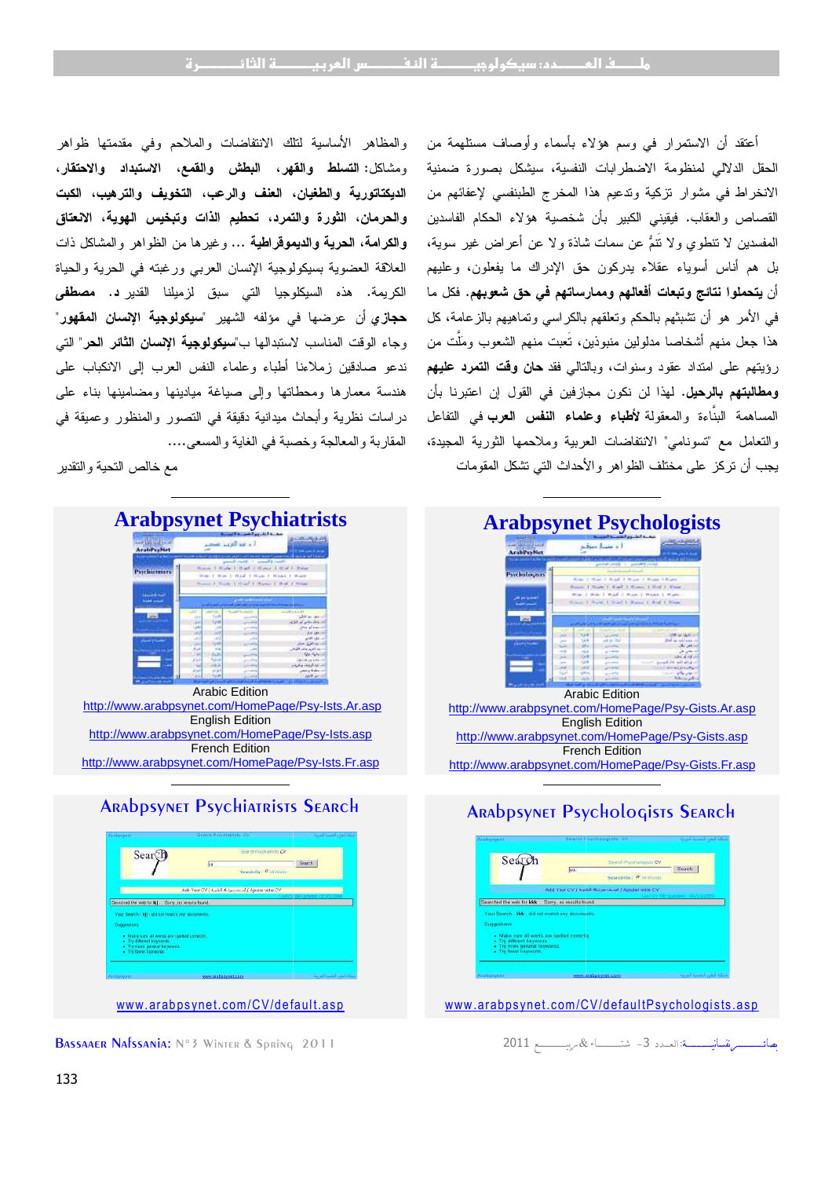أعتقد أن الاستمرار في وسم هؤلاء بأسماء وأوصاف مستلهمة من الحقل الدلالي لمنظومة الاضطرابات النفسية، سيشكل بصورة ضمنية الانخراط في مشوار تزكية وتدعيم هذا المخرج الطبنفسي لإعفائهم من القصاص والعقاب. فيقيني الكبير بأن شخصية هؤلاء الحكام الفاسدين المفسدين لا تنطوي ولا تَنمُّ عن سمات شاذة ولا عن أعراض غير سوية، بل هم أساس أسوياء عقلاء يدركون حق الإدراك ما يفعلون، وعليهم أن **يتحملوا نتائج وتبعات أفعالهم وممارساتهم في حق شعوبهم**. فكل ما في الأمر هو أن تشبثهم بالحكم وتعلقهم بالكراسي وتماهيهم بالزعامة، كل هذا جعل منهم أشخاصا مدلولين منبوذين، تَعبت منهم الشعوب وملّت من رؤيتهم على امتداد عقود وسنوات، وبالتالي فقد **حان وقت التمرد عليهم ومطالبتهم بالرحيل**. لهذا لن نكون مجازفين في القول إن اعترانا بأن المساهمة البنّاءة والمعقولة **لأطباء وعلماء النفس العرب** في التفاعل والتعامل مع "تسونامي" الانتفاضات العربية وملاحمها الثورة المجيدة، يجب أن تركز على مختلف الظواهر والأحداث التي تشكل المقومات والمظاهر الأساسية لتلك الانتفاضات والملاحم وفي مقدمتها ظواهر ومشاكل: **التسلط والقهر، البطش والقمع، الاستبداد والاحتقار، الديكتاتورية والطغيان، العنف والرعب، التخويف والترهيب، الكبت والحرمان، الثورة والتمرد، تحطيم الذات وتبخيس الهوية، الانعتاق والكرامة، الحرية والديموقراطية** ... وغيرها من الظواهر والمشاكل ذات العلاقة العضوية بسيكولوجية الإنسان العربي ورغبته في الحرية والحياة الكريمة. هذه السيكلوجيا التي سبق لزميلنا القدير **د. مصطفى حجازي** أن عرضها في مؤلفه الشهير "**سيكولوجية الإنسان المقهور**" وجاء الوقت المناسب لاستبدالها ب"**سيكولوجية الإنسان الثائر الحر** " التي ندعو صادقين زملاءنا أطباء وعلماء النفس العرب إلى الانكباب على هندسة معمارها ومحطاتها وإلى صياغة ميادينها ومضامينها بناء على دراسات نظرية وأبحاث ميدانية دقيقة في التصور والمنظور وعميقة في المقاربة والمعالجة وخصبة في الغاية والمسعى....

مع خالص التحية والتقدير

## Arabpsynet Psychologists

Arabic Edition
http://www.arabpsynet.com/HomePage/Psy-Gists.Ar.asp
English Edition
http://www.arabpsynet.com/HomePage/Psy-Gists.asp
French Edition
http://www.arabpsynet.com/HomePage/Psy-Gists.Fr.asp

## Arabpsynet Psychiatrists

Arabic Edition
http://www.arabpsynet.com/HomePage/Psy-Ists.Ar.asp
English Edition
http://www.arabpsynet.com/HomePage/Psy-Ists.asp
French Edition
http://www.arabpsynet.com/HomePage/Psy-Ists.Fr.asp

## Arabpsynet Psychologists Search

www.arabpsynet.com/CV/defaultPsychologists.asp

## Arabpsynet Psychiatrists Search

www.arabpsynet.com/CV/default.asp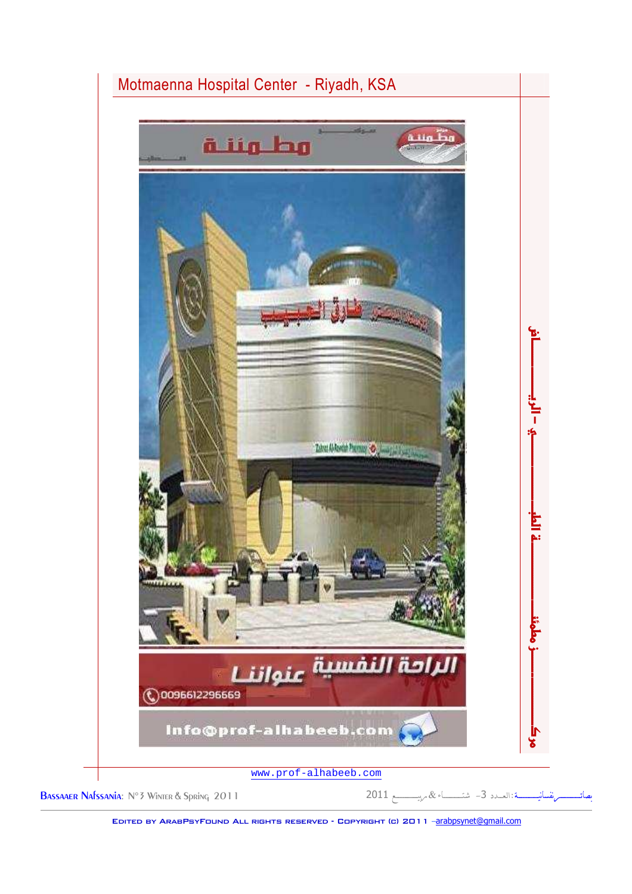# Motmaenna Hospital Center - Riyadh, KSA

مطمئنة

الراحة النفسية عنواننا

0096612296669

Info@prof-alhabeeb.com

www.prof-alhabeeb.com

مركز مطمئنة الطبي - الرياض